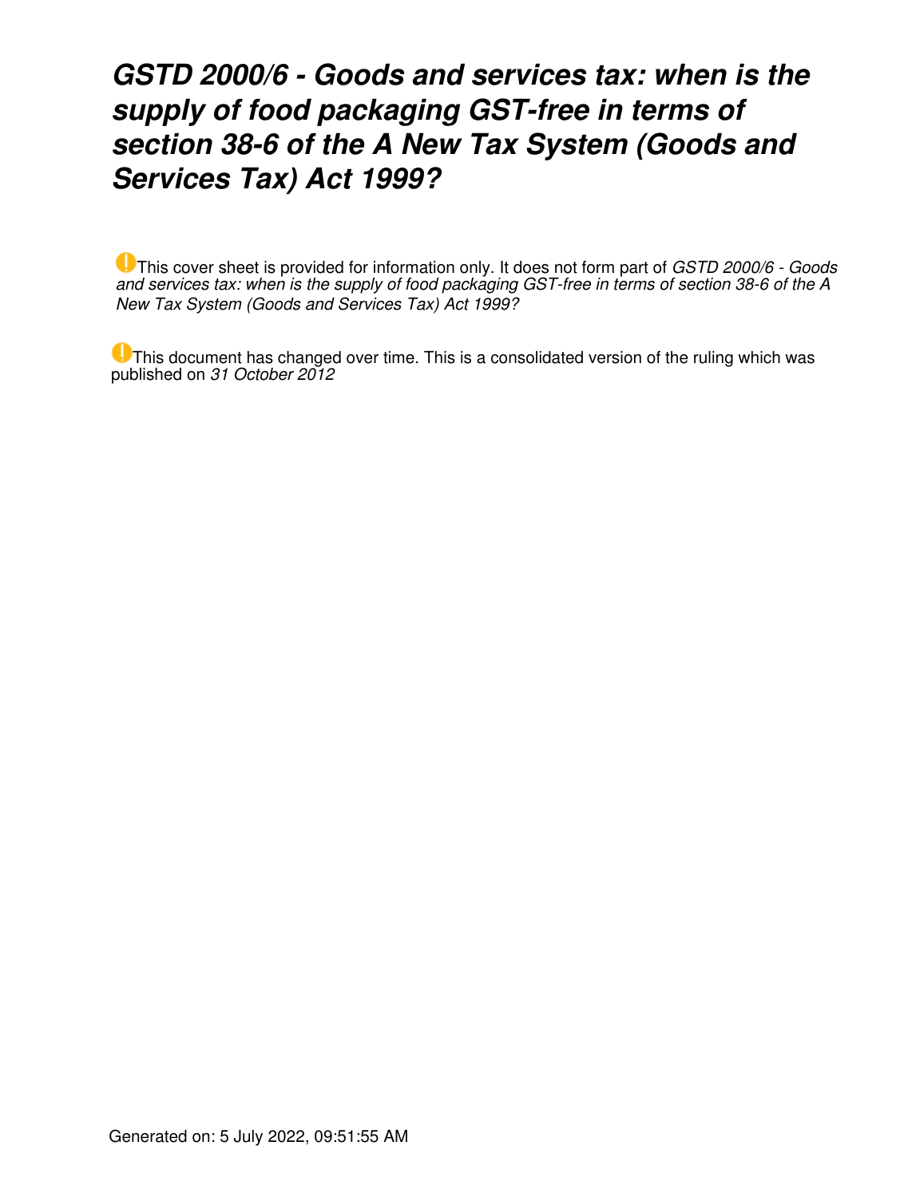# *GSTD 2000/6 - Goods and services tax: when is the supply of food packaging GST-free in terms of section 38-6 of the A New Tax System (Goods and Services Tax) Act 1999?*

This cover sheet is provided for information only. It does not form part of *GSTD 2000/6 - Goods and services tax: when is the supply of food packaging GST-free in terms of section 38-6 of the A New Tax System (Goods and Services Tax) Act 1999?*

This document has changed over time. This is a consolidated version of the ruling which was published on *31 October 2012*

Generated on: 5 July 2022, 09:51:55 AM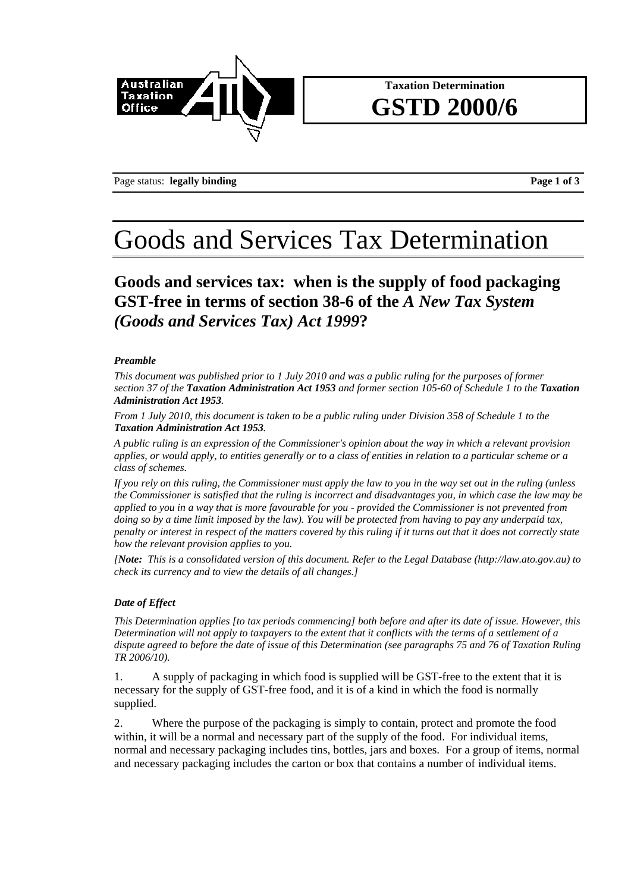**Taxation Determination**

# GSTD 2000/6

# Goods and Services Tax Determination

## Goods and services tax: when is the supply of food packaging GST-free in terms of section 38-6 of the *A New Tax System (Goods and Services Tax) Act 1999*?

***Preamble***

*This document was published prior to 1 July 2010 and was a public ruling for the purposes of former section 37 of the* ***Taxation Administration Act 1953*** *and former section 105-60 of Schedule 1 to the* ***Taxation Administration Act 1953****.*

*From 1 July 2010, this document is taken to be a public ruling under Division 358 of Schedule 1 to the* ***Taxation Administration Act 1953****.*

*A public ruling is an expression of the Commissioner's opinion about the way in which a relevant provision applies, or would apply, to entities generally or to a class of entities in relation to a particular scheme or a class of schemes.*

*If you rely on this ruling, the Commissioner must apply the law to you in the way set out in the ruling (unless the Commissioner is satisfied that the ruling is incorrect and disadvantages you, in which case the law may be applied to you in a way that is more favourable for you - provided the Commissioner is not prevented from doing so by a time limit imposed by the law). You will be protected from having to pay any underpaid tax, penalty or interest in respect of the matters covered by this ruling if it turns out that it does not correctly state how the relevant provision applies to you.*

*[**Note:** This is a consolidated version of this document. Refer to the Legal Database (http://law.ato.gov.au) to check its currency and to view the details of all changes.]*

***Date of Effect***

*This Determination applies [to tax periods commencing] both before and after its date of issue. However, this Determination will not apply to taxpayers to the extent that it conflicts with the terms of a settlement of a dispute agreed to before the date of issue of this Determination (see paragraphs 75 and 76 of Taxation Ruling TR 2006/10).*

1. A supply of packaging in which food is supplied will be GST-free to the extent that it is necessary for the supply of GST-free food, and it is of a kind in which the food is normally supplied.

2. Where the purpose of the packaging is simply to contain, protect and promote the food within, it will be a normal and necessary part of the supply of the food. For individual items, normal and necessary packaging includes tins, bottles, jars and boxes. For a group of items, normal and necessary packaging includes the carton or box that contains a number of individual items.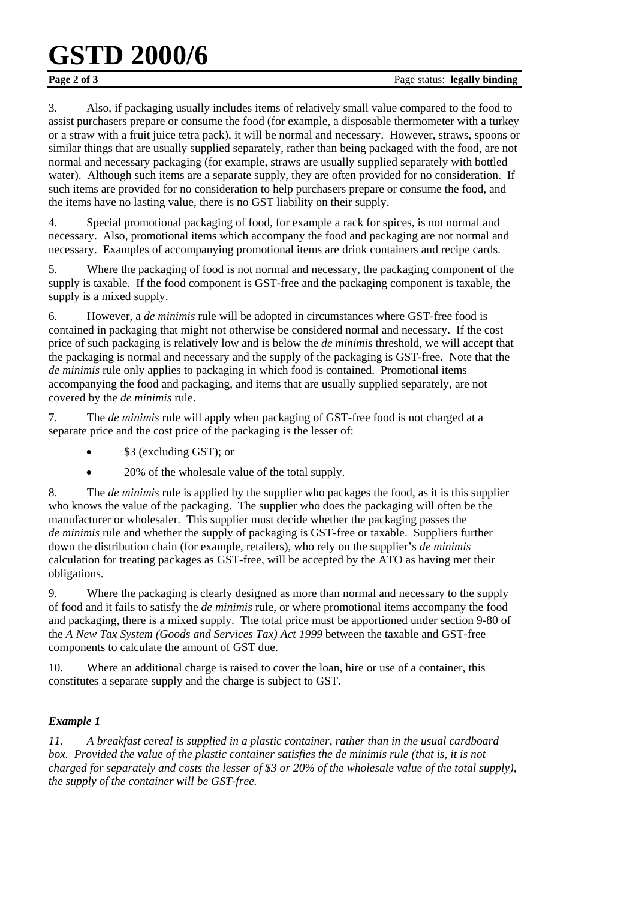3. Also, if packaging usually includes items of relatively small value compared to the food to assist purchasers prepare or consume the food (for example, a disposable thermometer with a turkey or a straw with a fruit juice tetra pack), it will be normal and necessary. However, straws, spoons or similar things that are usually supplied separately, rather than being packaged with the food, are not normal and necessary packaging (for example, straws are usually supplied separately with bottled water). Although such items are a separate supply, they are often provided for no consideration. If such items are provided for no consideration to help purchasers prepare or consume the food, and the items have no lasting value, there is no GST liability on their supply.

4. Special promotional packaging of food, for example a rack for spices, is not normal and necessary. Also, promotional items which accompany the food and packaging are not normal and necessary. Examples of accompanying promotional items are drink containers and recipe cards.

5. Where the packaging of food is not normal and necessary, the packaging component of the supply is taxable. If the food component is GST-free and the packaging component is taxable, the supply is a mixed supply.

6. However, a *de minimis* rule will be adopted in circumstances where GST-free food is contained in packaging that might not otherwise be considered normal and necessary. If the cost price of such packaging is relatively low and is below the *de minimis* threshold, we will accept that the packaging is normal and necessary and the supply of the packaging is GST-free. Note that the *de minimis* rule only applies to packaging in which food is contained. Promotional items accompanying the food and packaging, and items that are usually supplied separately, are not covered by the *de minimis* rule.

7. The *de minimis* rule will apply when packaging of GST-free food is not charged at a separate price and the cost price of the packaging is the lesser of:

- $3 (excluding GST); or
- 20% of the wholesale value of the total supply.

8. The *de minimis* rule is applied by the supplier who packages the food, as it is this supplier who knows the value of the packaging. The supplier who does the packaging will often be the manufacturer or wholesaler. This supplier must decide whether the packaging passes the *de minimis* rule and whether the supply of packaging is GST-free or taxable. Suppliers further down the distribution chain (for example, retailers), who rely on the supplier's *de minimis* calculation for treating packages as GST-free, will be accepted by the ATO as having met their obligations.

9. Where the packaging is clearly designed as more than normal and necessary to the supply of food and it fails to satisfy the *de minimis* rule, or where promotional items accompany the food and packaging, there is a mixed supply. The total price must be apportioned under section 9-80 of the *A New Tax System (Goods and Services Tax) Act 1999* between the taxable and GST-free components to calculate the amount of GST due.

10. Where an additional charge is raised to cover the loan, hire or use of a container, this constitutes a separate supply and the charge is subject to GST.

### *Example 1*

*11. A breakfast cereal is supplied in a plastic container, rather than in the usual cardboard box. Provided the value of the plastic container satisfies the de minimis rule (that is, it is not charged for separately and costs the lesser of $3 or 20% of the wholesale value of the total supply), the supply of the container will be GST-free.*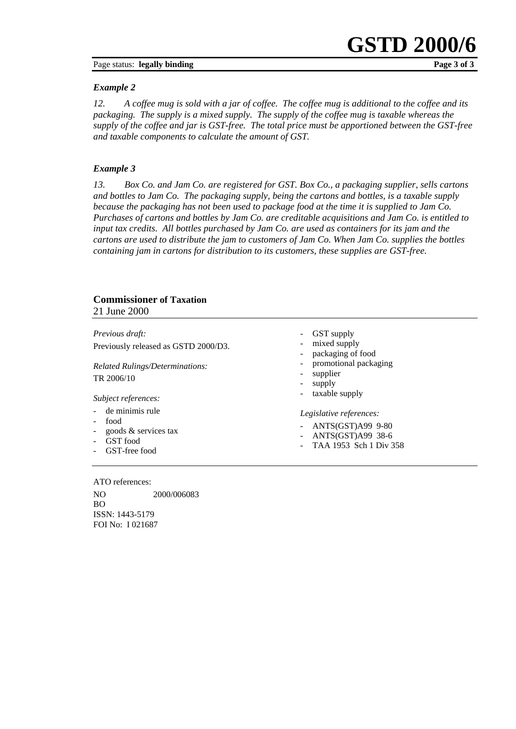### *Example 2*

*12. A coffee mug is sold with a jar of coffee. The coffee mug is additional to the coffee and its packaging. The supply is a mixed supply. The supply of the coffee mug is taxable whereas the supply of the coffee and jar is GST-free. The total price must be apportioned between the GST-free and taxable components to calculate the amount of GST.*

### *Example 3*

*13. Box Co. and Jam Co. are registered for GST. Box Co., a packaging supplier, sells cartons and bottles to Jam Co. The packaging supply, being the cartons and bottles, is a taxable supply because the packaging has not been used to package food at the time it is supplied to Jam Co. Purchases of cartons and bottles by Jam Co. are creditable acquisitions and Jam Co. is entitled to input tax credits. All bottles purchased by Jam Co. are used as containers for its jam and the cartons are used to distribute the jam to customers of Jam Co. When Jam Co. supplies the bottles containing jam in cartons for distribution to its customers, these supplies are GST-free.*

**Commissioner of Taxation**
21 June 2000

*Previous draft:*
Previously released as GSTD 2000/D3.

*Related Rulings/Determinations:*
TR 2006/10

*Subject references:*
- de minimis rule
- food
- goods & services tax
- GST food
- GST-free food
- GST supply
- mixed supply
- packaging of food
- promotional packaging
- supplier
- supply
- taxable supply

*Legislative references:*
- ANTS(GST)A99 9-80
- ANTS(GST)A99 38-6
- TAA 1953 Sch 1 Div 358

ATO references:
NO 2000/006083
BO
ISSN: 1443-5179
FOI No: I 021687